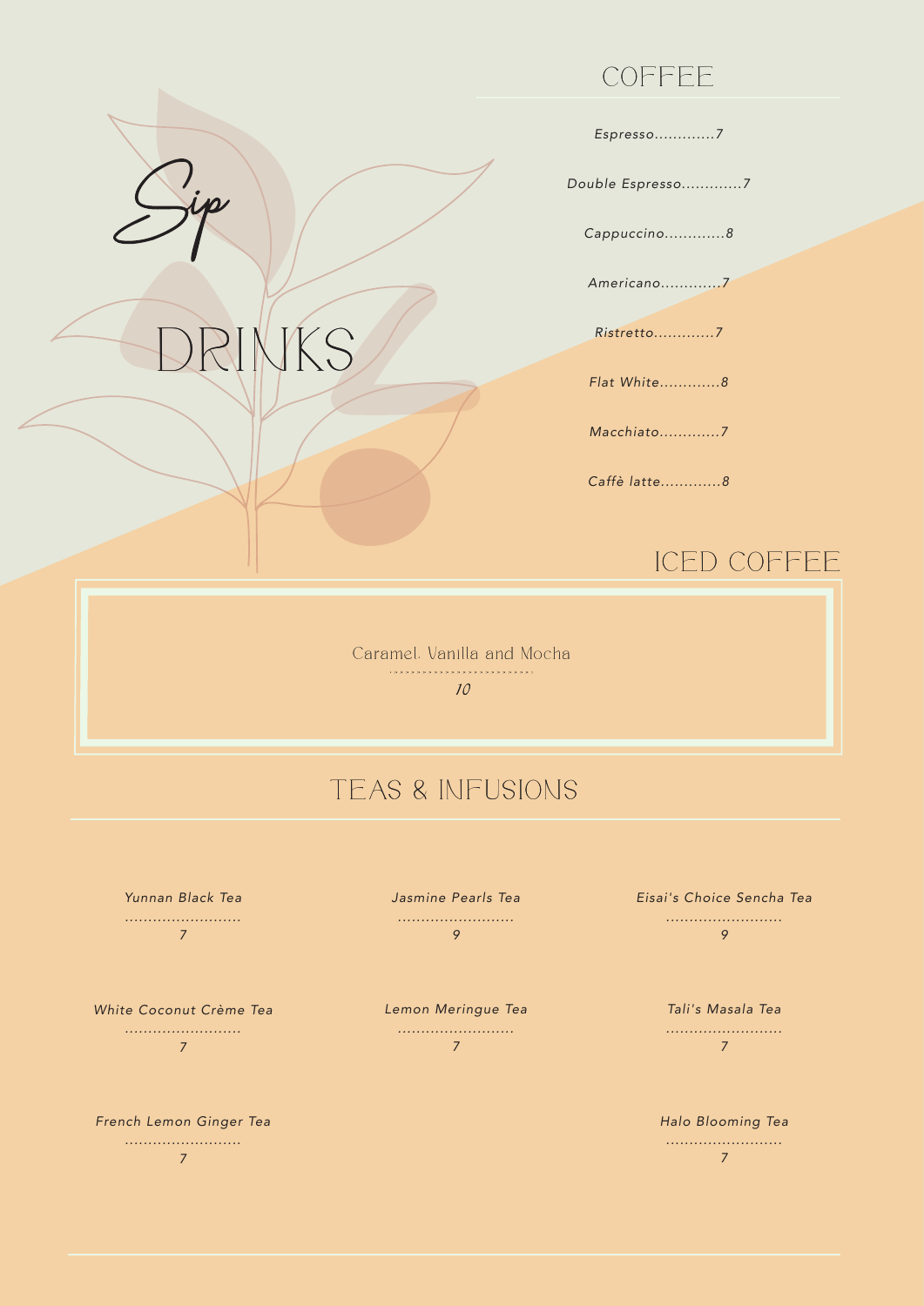# Sip

# DRINKS

## COFFEE

*Espresso............7*

*Double Espresso............7*

*Cappuccino............8*

*Americano............7*

*Ristretto............7*

*Flat White............8*

*Macchiato............7*

*Caffè latte............8*

## ICED COFFEE

Caramel, Vanilla and Mocha
..............................
*10*

## TEAS & INFUSIONS

*Yunnan Black Tea*
.........................
*7*

*Jasmine Pearls Tea*
.........................
*9*

*Eisai's Choice Sencha Tea*
.........................
*9*

*White Coconut Crème Tea*
.........................
*7*

*Lemon Meringue Tea*
.........................
*7*

*Tali's Masala Tea*
.........................
*7*

*French Lemon Ginger Tea*
.........................
*7*

*Halo Blooming Tea*
.........................
*7*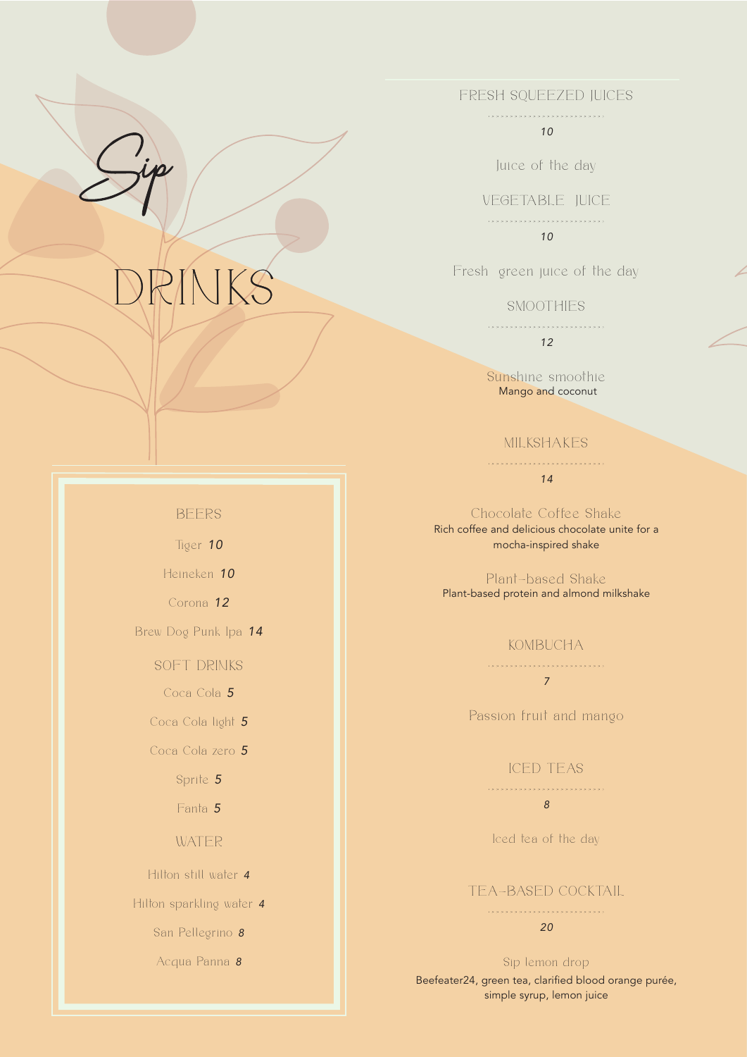# Sip

# DRINKS

## BEERS

Tiger **10**

Heineken **10**

Corona **12**

Brew Dog Punk Ipa **14**

## SOFT DRINKS

Coca Cola **5**

Coca Cola light **5**

Coca Cola zero **5**

Sprite **5**

Fanta **5**

## WATER

Hilton still water **4**

Hilton sparkling water **4**

San Pellegrino **8**

Acqua Panna **8**

## FRESH SQUEEZED JUICES

*10*

Juice of the day

## VEGETABLE JUICE

*10*

Fresh green juice of the day

## SMOOTHIES

*12*

Sunshine smoothie
Mango and coconut

## MILKSHAKES

*14*

Chocolate Coffee Shake
Rich coffee and delicious chocolate unite for a mocha-inspired shake

Plant-based Shake
Plant-based protein and almond milkshake

## KOMBUCHA

*7*

Passion fruit and mango

## ICED TEAS

*8*

Iced tea of the day

## TEA-BASED COCKTAIL

*20*

Sip lemon drop
Beefeater24, green tea, clarified blood orange purée, simple syrup, lemon juice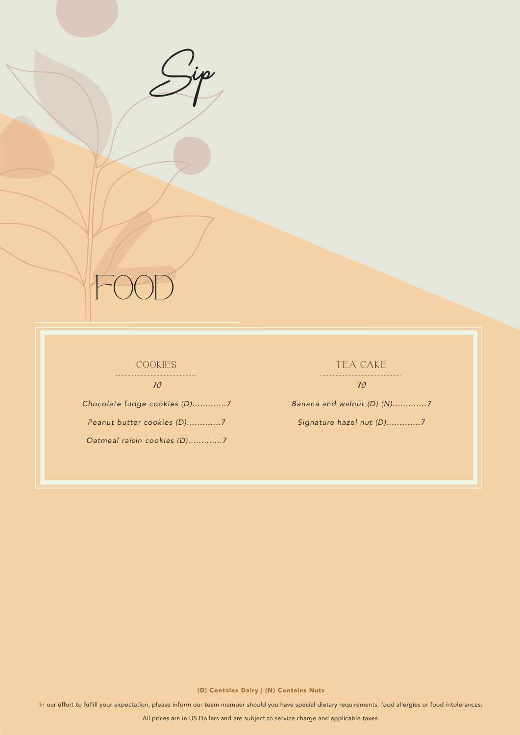# Sip

## FOOD

### COOKIES

*10*

*Chocolate fudge cookies (D).............7*

*Peanut butter cookies (D).............7*

*Oatmeal raisin cookies (D).............7*

### TEA CAKE

*10*

*Banana and walnut (D) (N).............7*

*Signature hazel nut (D).............7*

**(D) Contains Dairy | (N) Contains Nuts**

In our effort to fulfill your expectation, please inform our team member should you have special dietary requirements, food allergies or food intolerances.

All prices are in US Dollars and are subject to service charge and applicable taxes.